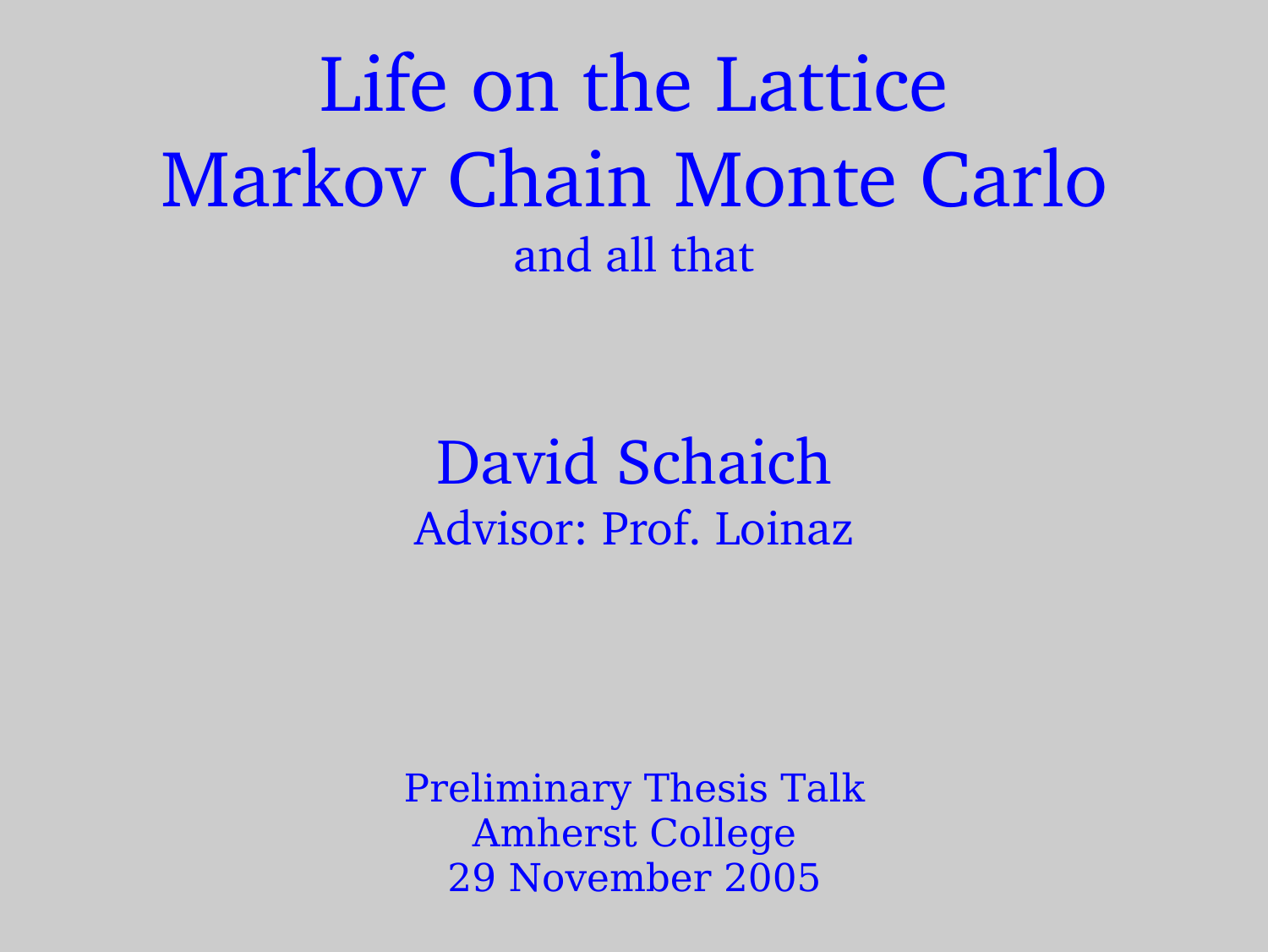# Life on the Lattice
# Markov Chain Monte Carlo

and all that

**David Schaich**

Advisor: Prof. Loinaz

Preliminary Thesis Talk
Amherst College
29 November 2005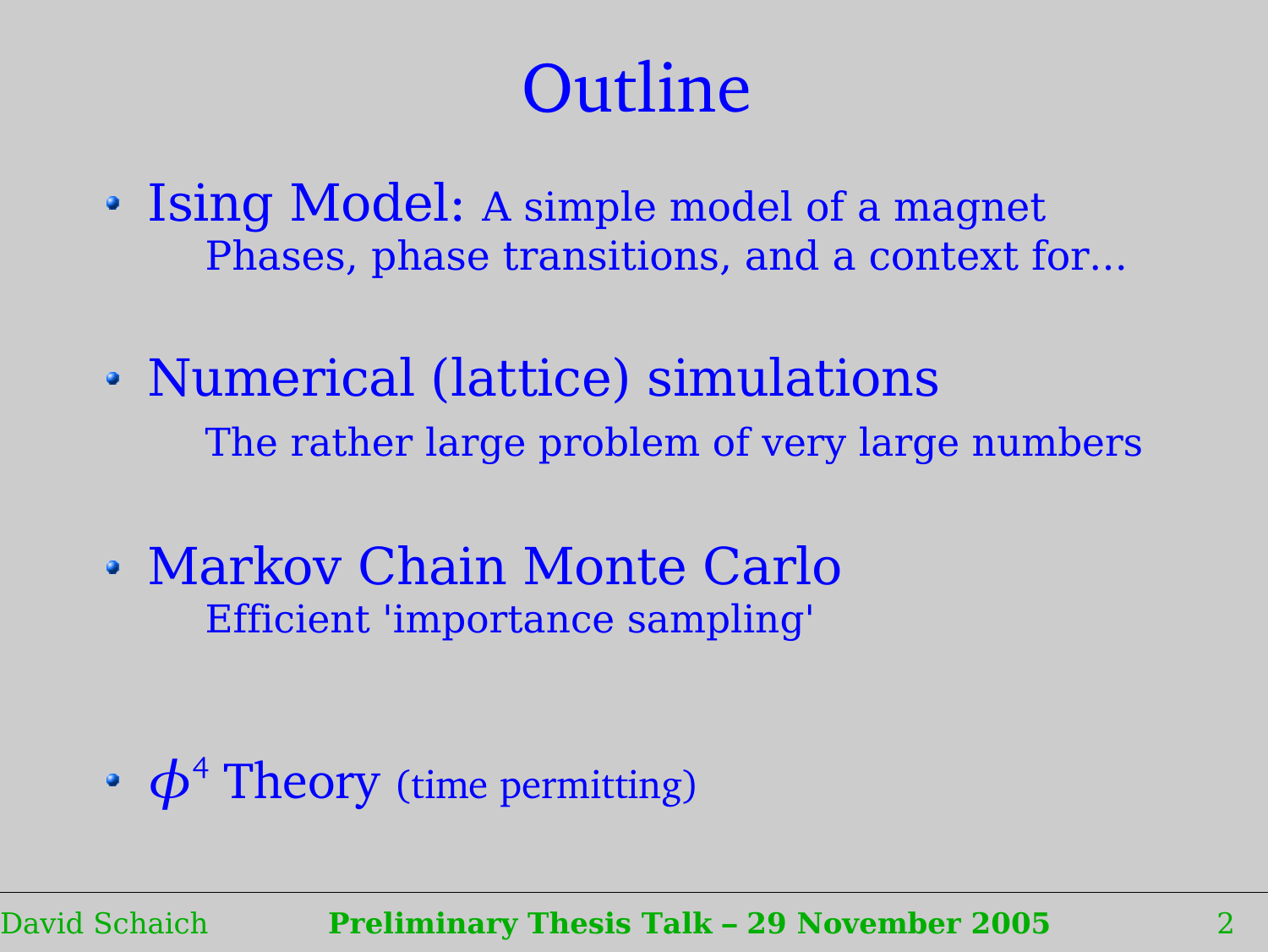# Outline

- **Ising Model:** A simple model of a magnet
  - Phases, phase transitions, and a context for...
- **Numerical (lattice) simulations**
  - The rather large problem of very large numbers
- **Markov Chain Monte Carlo**
  - Efficient 'importance sampling'
- **$\phi^4$ Theory** (time permitting)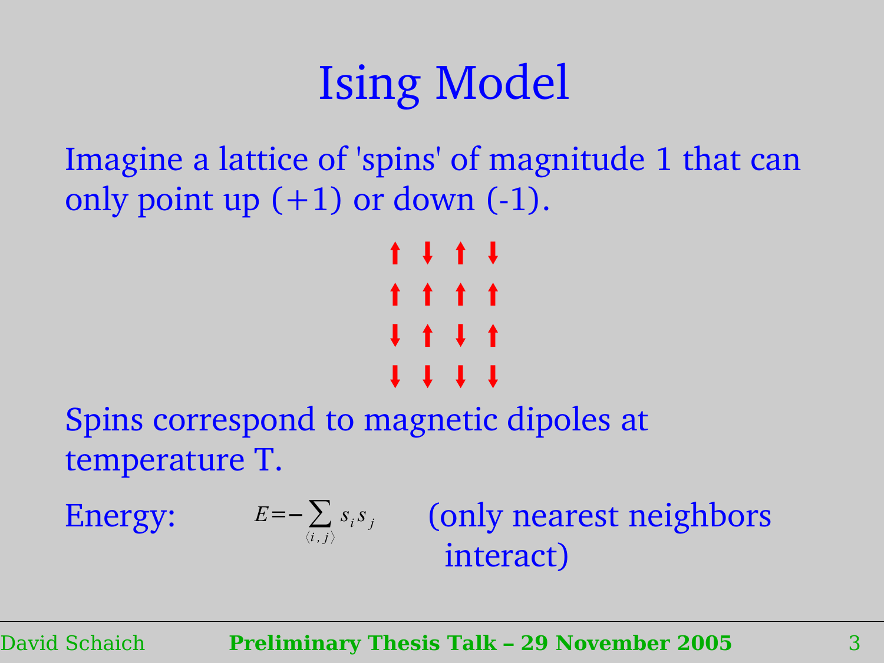# Ising Model

Imagine a lattice of 'spins' of magnitude 1 that can only point up (+1) or down (-1).

↑ ↓ ↑ ↓
↑ ↑ ↑ ↑
↓ ↑ ↓ ↑
↓ ↓ ↓ ↓

Spins correspond to magnetic dipoles at temperature T.

Energy: $$E = -\sum_{\langle i,j \rangle} s_i s_j$$ (only nearest neighbors interact)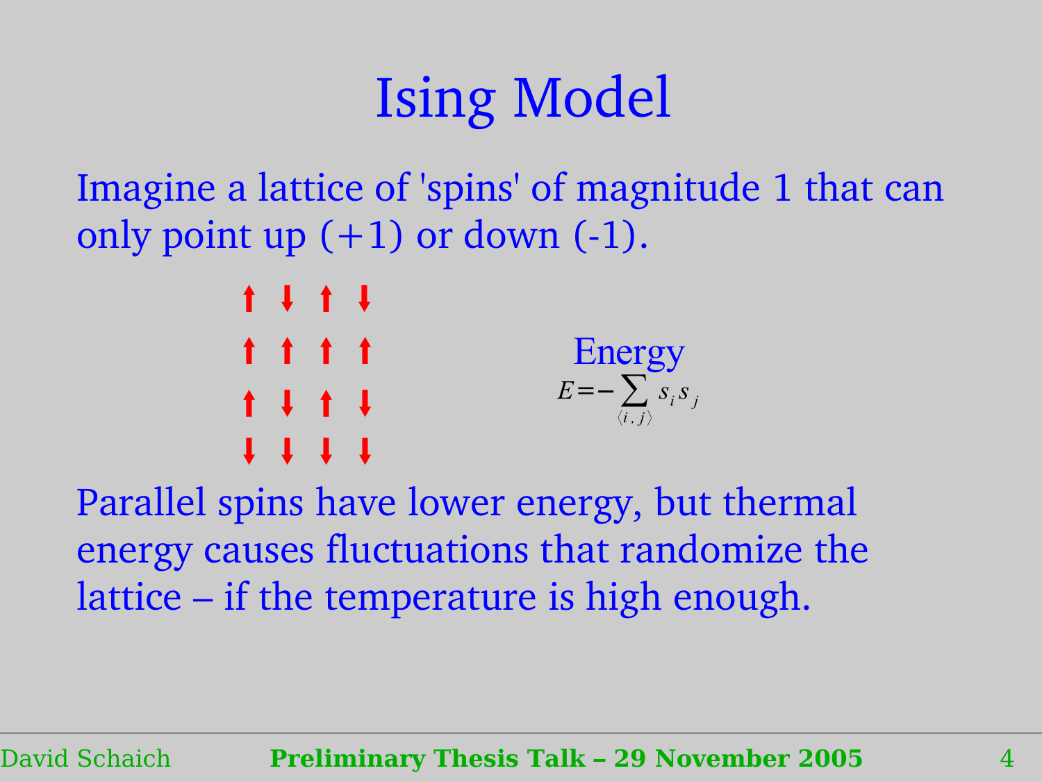# Ising Model

Imagine a lattice of 'spins' of magnitude 1 that can only point up (+1) or down (-1).

↑ ↓ ↑ ↓

↑ ↑ ↑ ↑

↑ ↓ ↑ ↓

↓ ↓ ↓ ↓

Energy

$$E = -\sum_{\langle i,j \rangle} s_i s_j$$

Parallel spins have lower energy, but thermal energy causes fluctuations that randomize the lattice – if the temperature is high enough.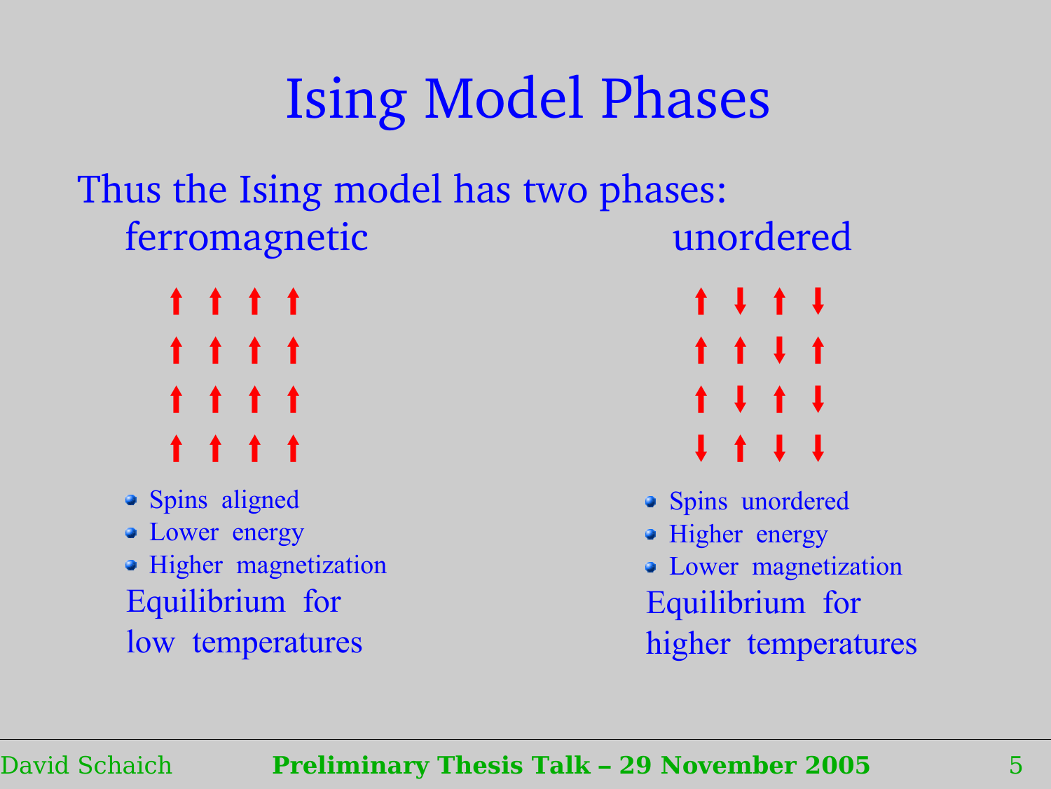# Ising Model Phases

Thus the Ising model has two phases:

ferromagnetic

- Spins aligned
- Lower energy
- Higher magnetization

Equilibrium for low temperatures

unordered

- Spins unordered
- Higher energy
- Lower magnetization

Equilibrium for higher temperatures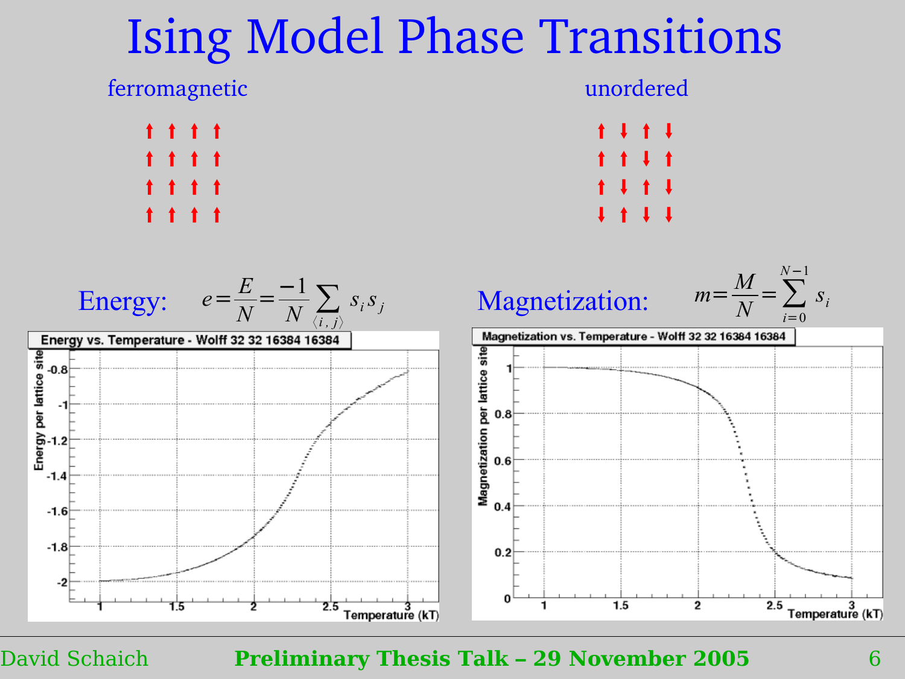# Ising Model Phase Transitions

ferromagnetic

unordered

Energy: $e = \frac{E}{N} = \frac{-1}{N} \sum_{\langle i,j \rangle} s_i s_j$

Magnetization: $m = \frac{M}{N} = \sum_{i=0}^{N-1} s_i$

Energy vs. Temperature - Wolff 32 32 16384 16384

Magnetization vs. Temperature - Wolff 32 32 16384 16384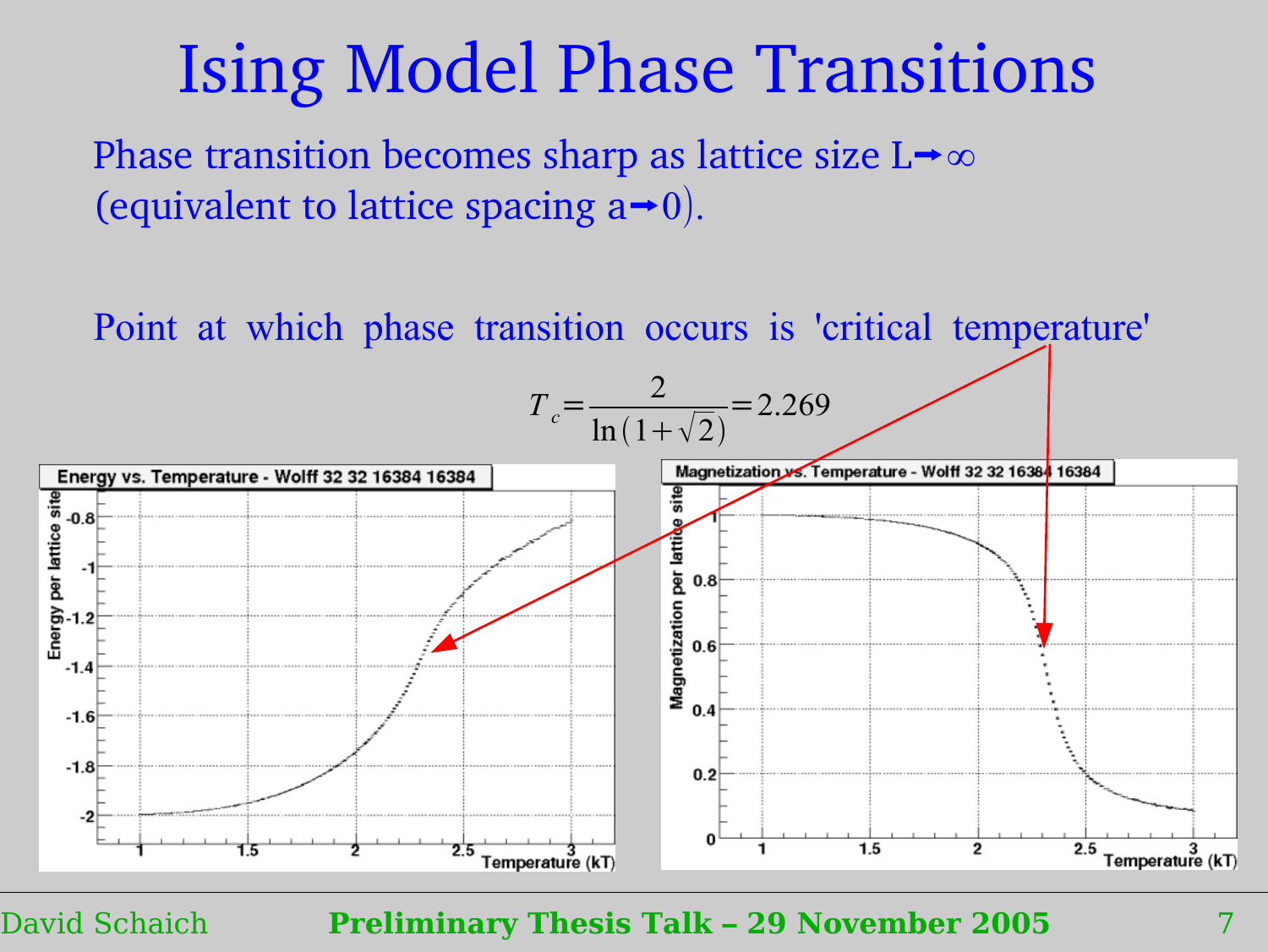# Ising Model Phase Transitions

Phase transition becomes sharp as lattice size $L \rightarrow \infty$ (equivalent to lattice spacing $a \rightarrow 0$).

Point at which phase transition occurs is 'critical temperature'

$$T_c = \frac{2}{\ln(1+\sqrt{2})} = 2.269$$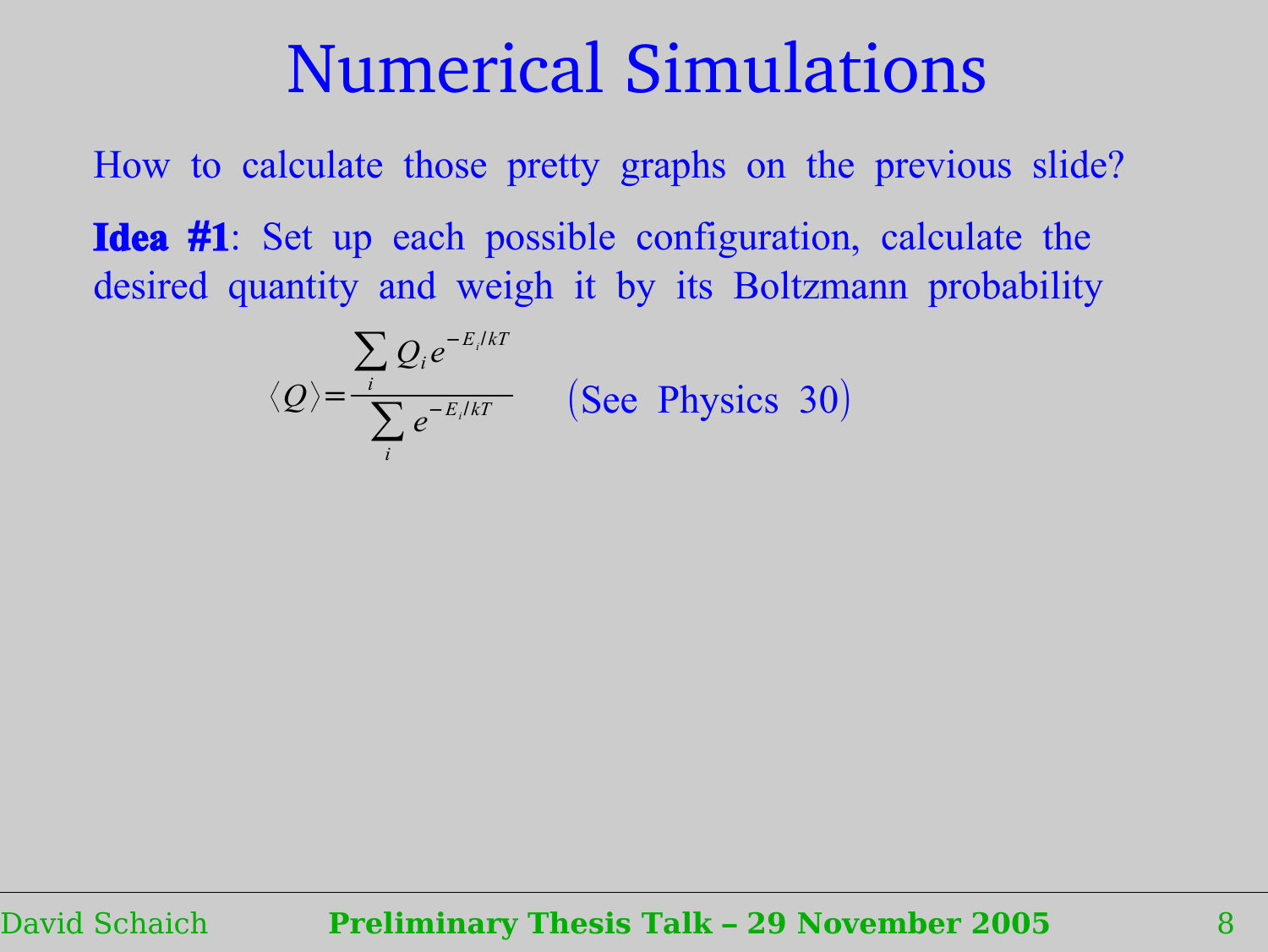# Numerical Simulations

How to calculate those pretty graphs on the previous slide?

**Idea #1**: Set up each possible configuration, calculate the desired quantity and weigh it by its Boltzmann probability

$$\langle Q \rangle = \frac{\sum_i Q_i e^{-E_i/kT}}{\sum_i e^{-E_i/kT}} \quad \text{(See Physics 30)}$$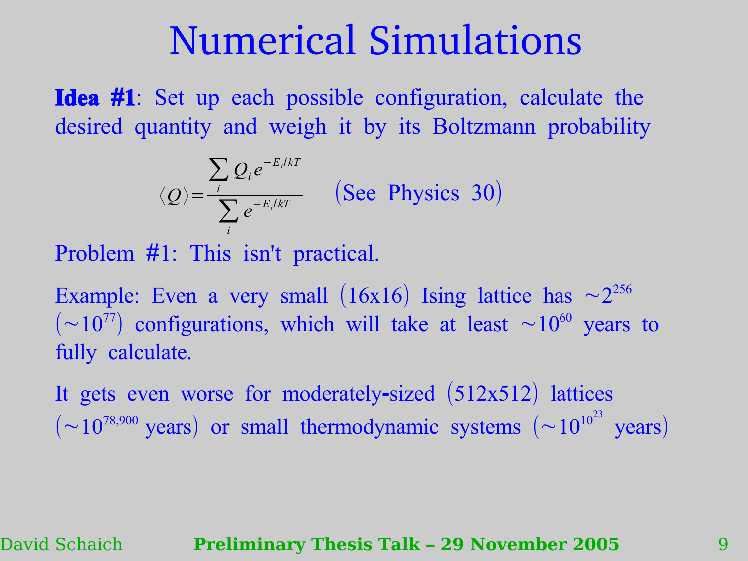# Numerical Simulations

**Idea #1**: Set up each possible configuration, calculate the desired quantity and weigh it by its Boltzmann probability

$$\langle Q \rangle = \frac{\sum_i Q_i e^{-E_i/kT}}{\sum_i e^{-E_i/kT}} \quad \text{(See Physics 30)}$$

Problem #1: This isn't practical.

Example: Even a very small (16x16) Ising lattice has $\sim 2^{256}$ ($\sim 10^{77}$) configurations, which will take at least $\sim 10^{60}$ years to fully calculate.

It gets even worse for moderately-sized (512x512) lattices ($\sim 10^{78,900}$ years) or small thermodynamic systems ($\sim 10^{10^{23}}$ years)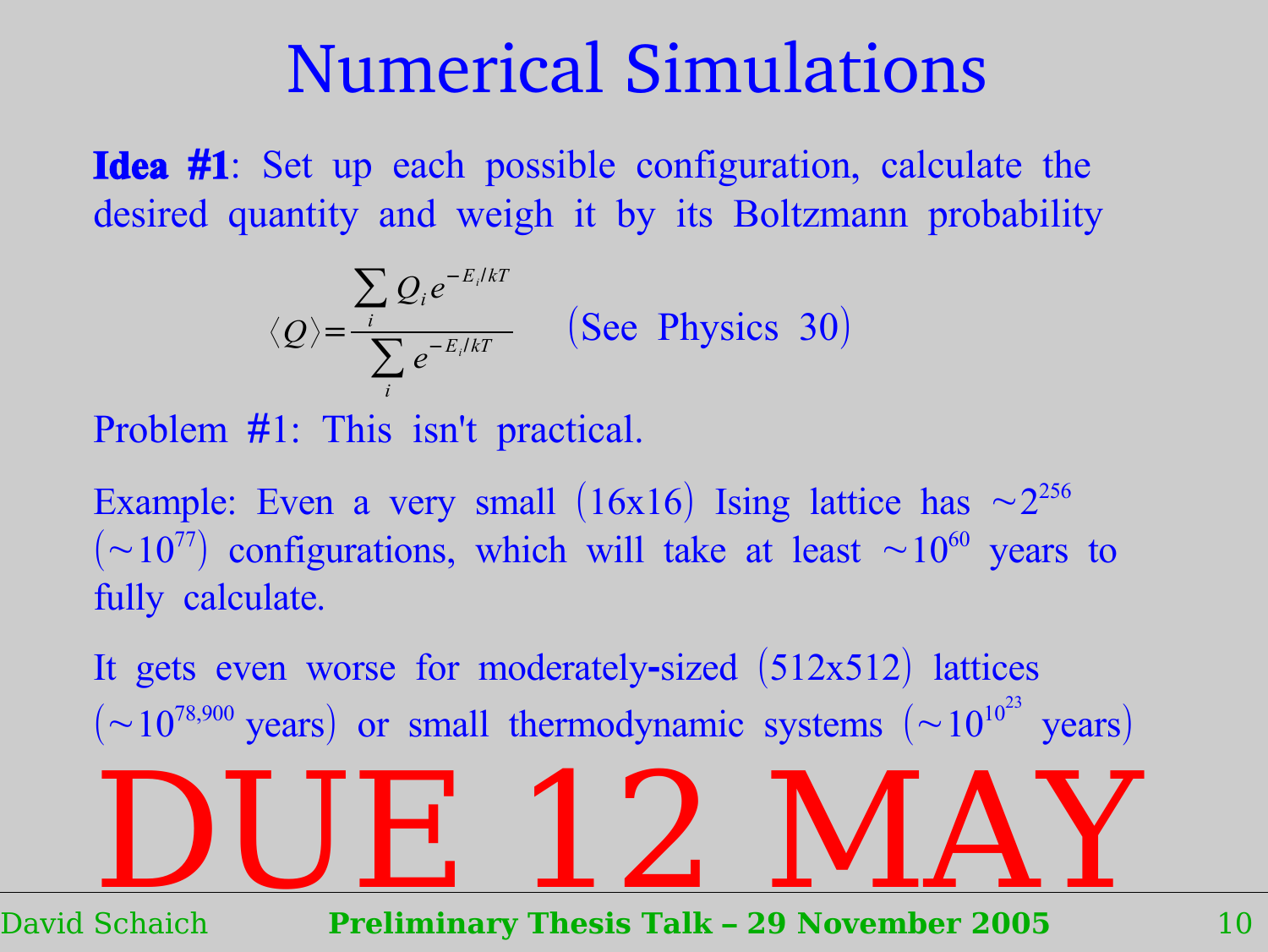# Numerical Simulations

**Idea #1**: Set up each possible configuration, calculate the desired quantity and weigh it by its Boltzmann probability

$$\langle Q \rangle = \frac{\sum_i Q_i e^{-E_i/kT}}{\sum_i e^{-E_i/kT}} \quad \text{(See Physics 30)}$$

Problem #1: This isn't practical.

Example: Even a very small (16x16) Ising lattice has $\sim 2^{256}$ ($\sim 10^{77}$) configurations, which will take at least $\sim 10^{60}$ years to fully calculate.

It gets even worse for moderately-sized (512x512) lattices ($\sim 10^{78,900}$ years) or small thermodynamic systems ($\sim 10^{10^{23}}$ years)

DUE 12 MAY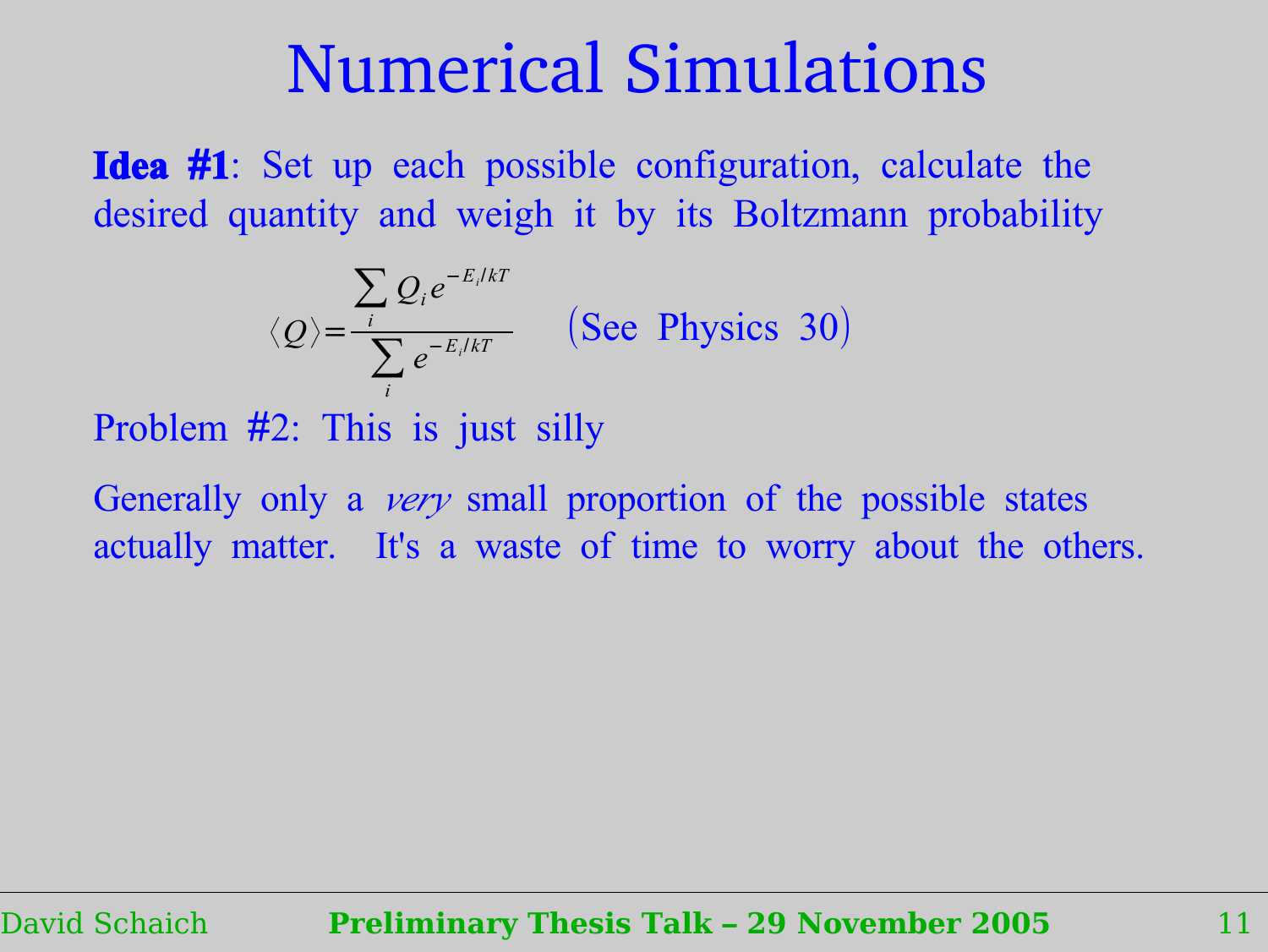# Numerical Simulations

**Idea #1**: Set up each possible configuration, calculate the desired quantity and weigh it by its Boltzmann probability

$$\langle Q \rangle = \frac{\sum_i Q_i e^{-E_i/kT}}{\sum_i e^{-E_i/kT}} \quad \text{(See Physics 30)}$$

Problem #2: This is just silly

Generally only a *very* small proportion of the possible states actually matter. It's a waste of time to worry about the others.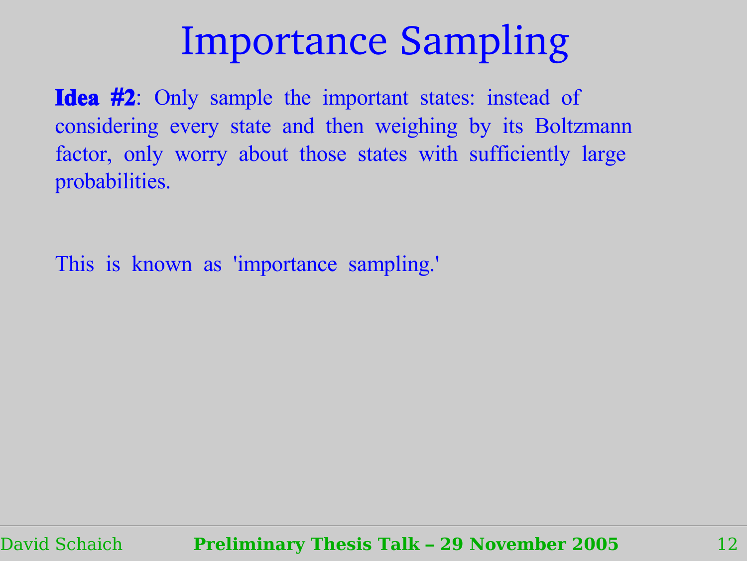# Importance Sampling

**Idea #2**: Only sample the important states: instead of considering every state and then weighing by its Boltzmann factor, only worry about those states with sufficiently large probabilities.

This is known as 'importance sampling.'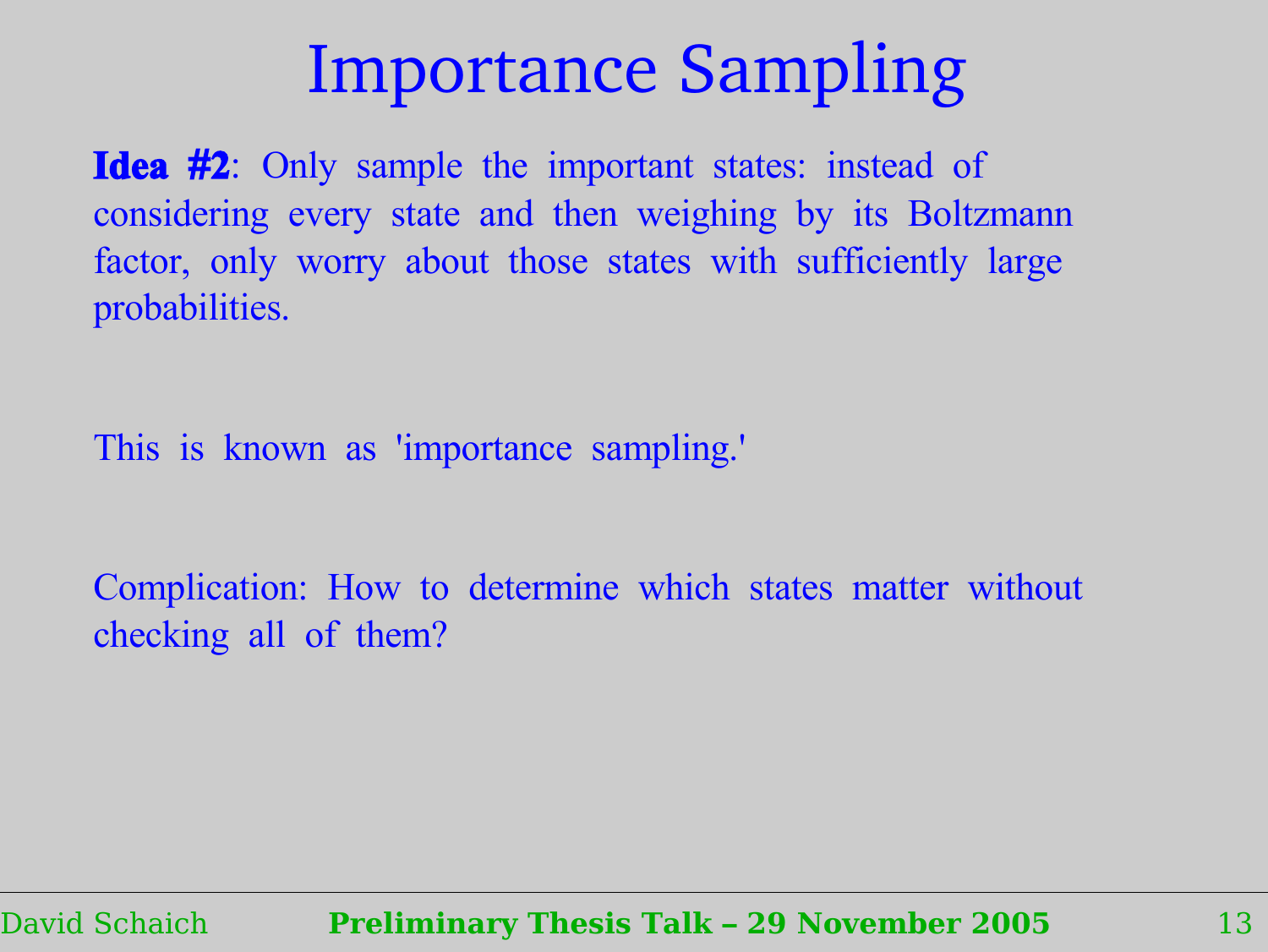# Importance Sampling

**Idea #2**: Only sample the important states: instead of considering every state and then weighing by its Boltzmann factor, only worry about those states with sufficiently large probabilities.

This is known as 'importance sampling.'

Complication: How to determine which states matter without checking all of them?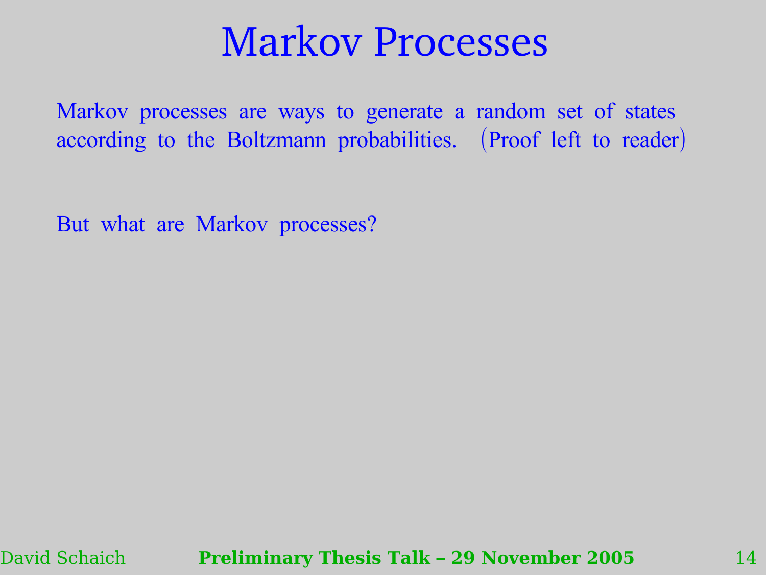# Markov Processes

Markov processes are ways to generate a random set of states according to the Boltzmann probabilities. (Proof left to reader)

But what are Markov processes?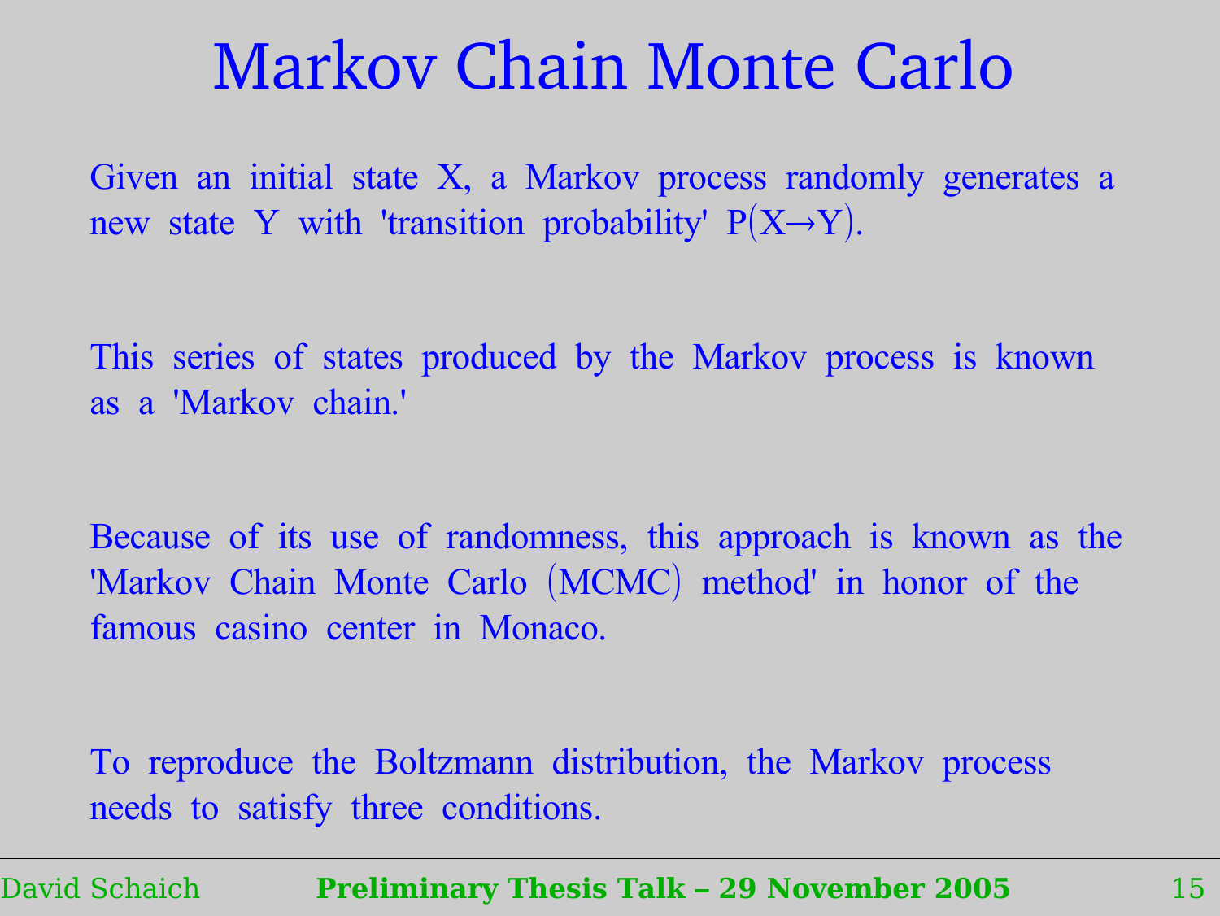# Markov Chain Monte Carlo

Given an initial state X, a Markov process randomly generates a new state Y with 'transition probability' $P(X \rightarrow Y)$.

This series of states produced by the Markov process is known as a 'Markov chain.'

Because of its use of randomness, this approach is known as the 'Markov Chain Monte Carlo (MCMC) method' in honor of the famous casino center in Monaco.

To reproduce the Boltzmann distribution, the Markov process needs to satisfy three conditions.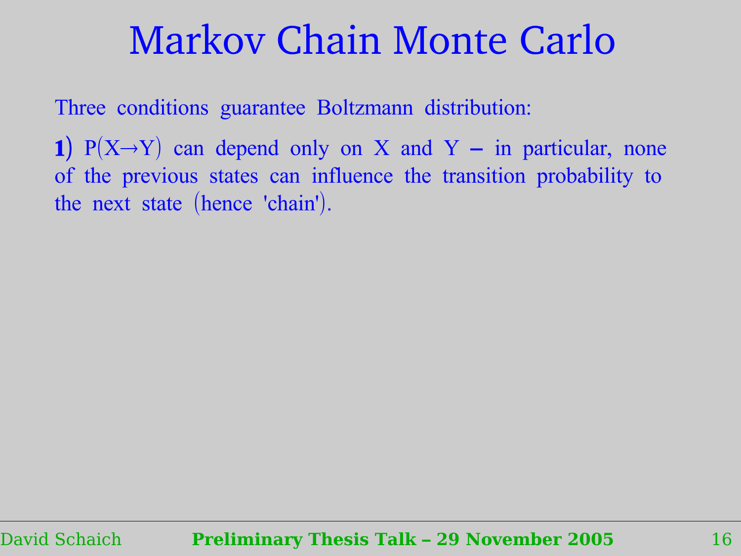# Markov Chain Monte Carlo

Three conditions guarantee Boltzmann distribution:

**1)** $P(X \rightarrow Y)$ can depend only on X and Y – in particular, none of the previous states can influence the transition probability to the next state (hence 'chain').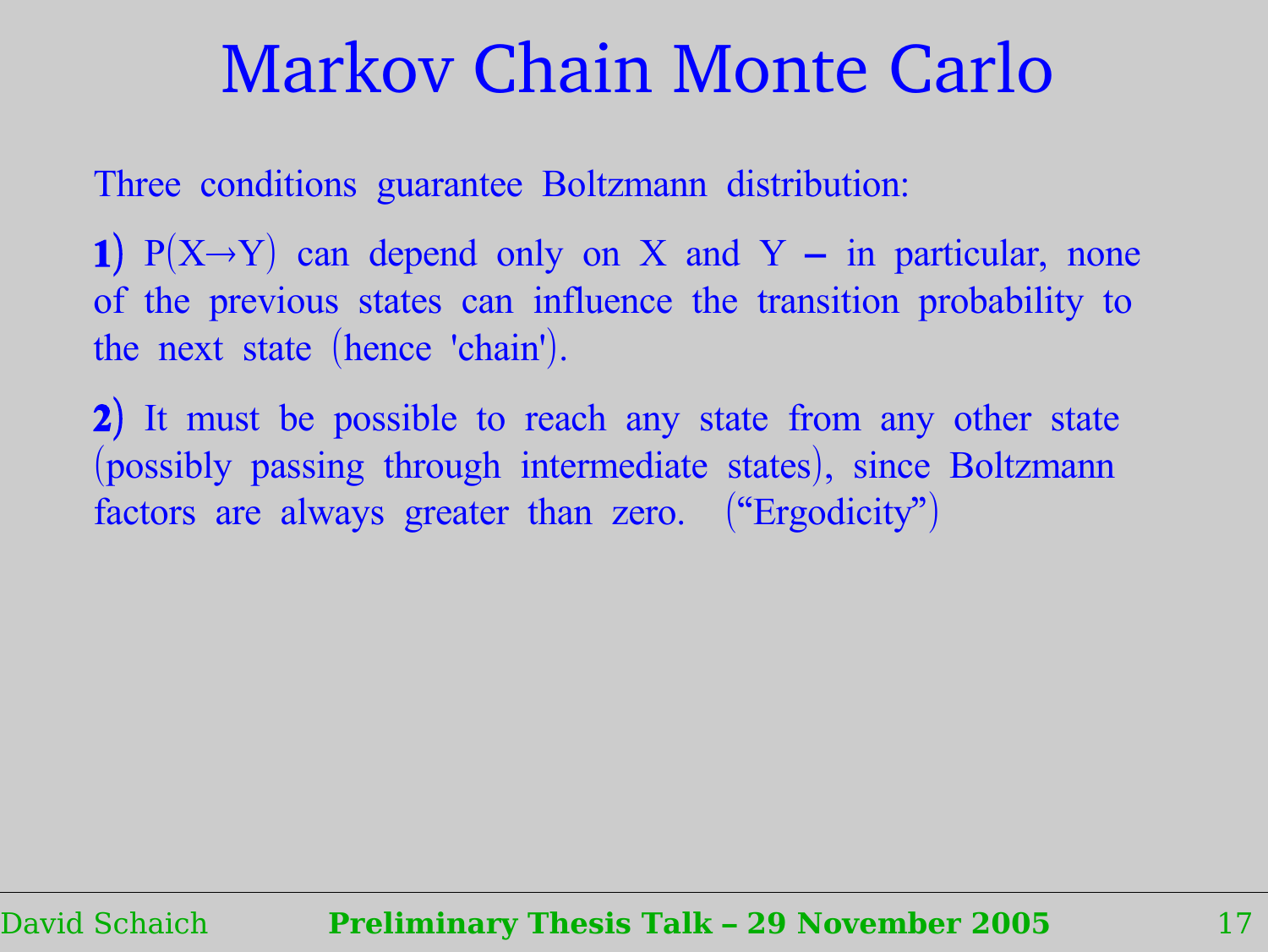# Markov Chain Monte Carlo

Three conditions guarantee Boltzmann distribution:

**1)** $P(X \rightarrow Y)$ can depend only on X and Y – in particular, none of the previous states can influence the transition probability to the next state (hence 'chain').

**2)** It must be possible to reach any state from any other state (possibly passing through intermediate states), since Boltzmann factors are always greater than zero. ("Ergodicity")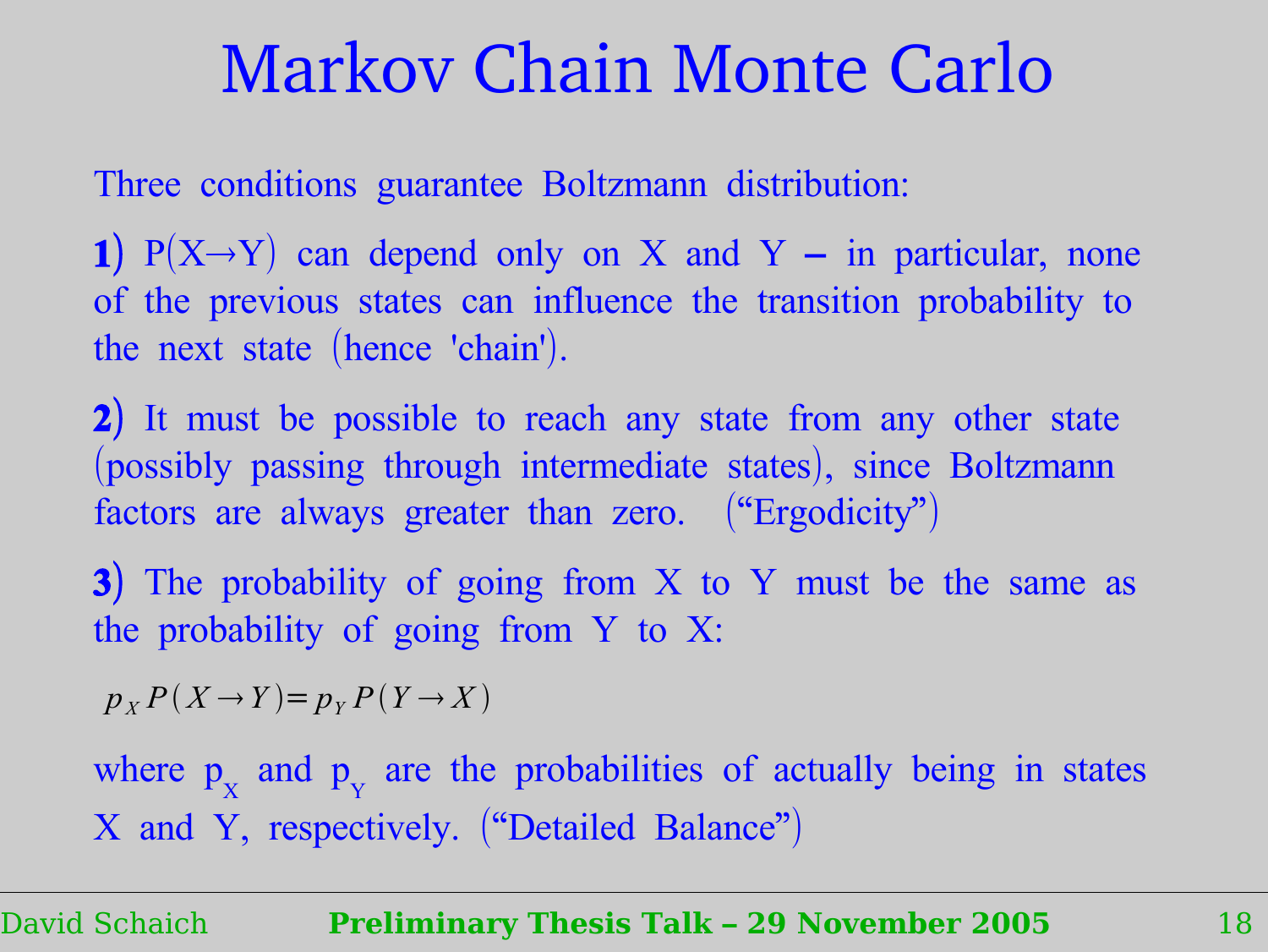# Markov Chain Monte Carlo

Three conditions guarantee Boltzmann distribution:

**1)** $P(X \rightarrow Y)$ can depend only on X and Y – in particular, none of the previous states can influence the transition probability to the next state (hence 'chain').

**2)** It must be possible to reach any state from any other state (possibly passing through intermediate states), since Boltzmann factors are always greater than zero. ("Ergodicity")

**3)** The probability of going from X to Y must be the same as the probability of going from Y to X:

$$p_X P(X \rightarrow Y) = p_Y P(Y \rightarrow X)$$

where $p_X$ and $p_Y$ are the probabilities of actually being in states X and Y, respectively. ("Detailed Balance")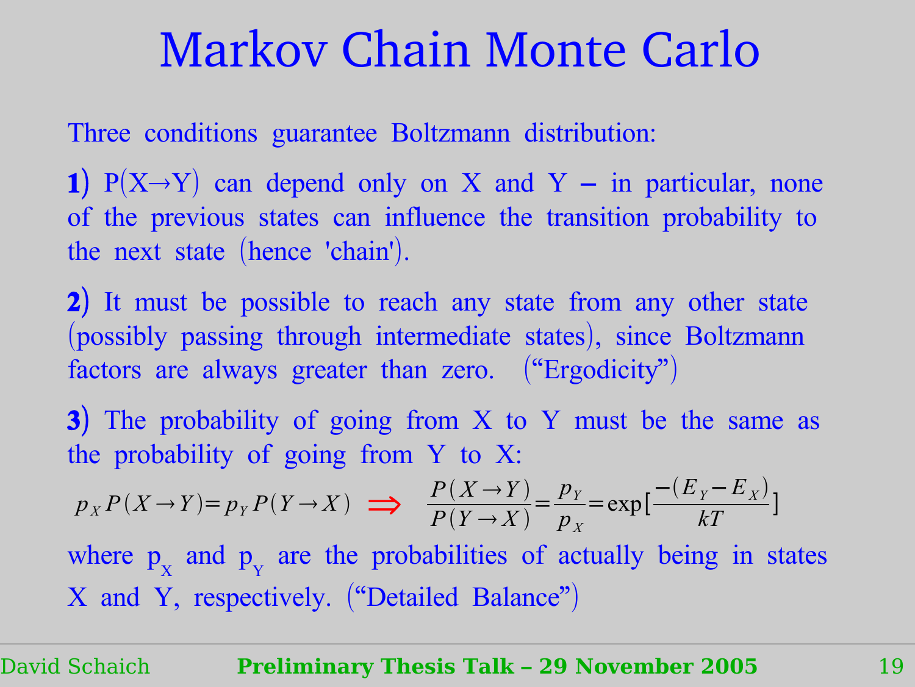# Markov Chain Monte Carlo

Three conditions guarantee Boltzmann distribution:

**1)** $P(X \rightarrow Y)$ can depend only on X and Y – in particular, none of the previous states can influence the transition probability to the next state (hence 'chain').

**2)** It must be possible to reach any state from any other state (possibly passing through intermediate states), since Boltzmann factors are always greater than zero. ("Ergodicity")

**3)** The probability of going from X to Y must be the same as the probability of going from Y to X:

$$p_X P(X \rightarrow Y) = p_Y P(Y \rightarrow X) \Rightarrow \frac{P(X \rightarrow Y)}{P(Y \rightarrow X)} = \frac{p_Y}{p_X} = \exp\left[\frac{-(E_Y - E_X)}{kT}\right]$$

where $p_X$ and $p_Y$ are the probabilities of actually being in states X and Y, respectively. ("Detailed Balance")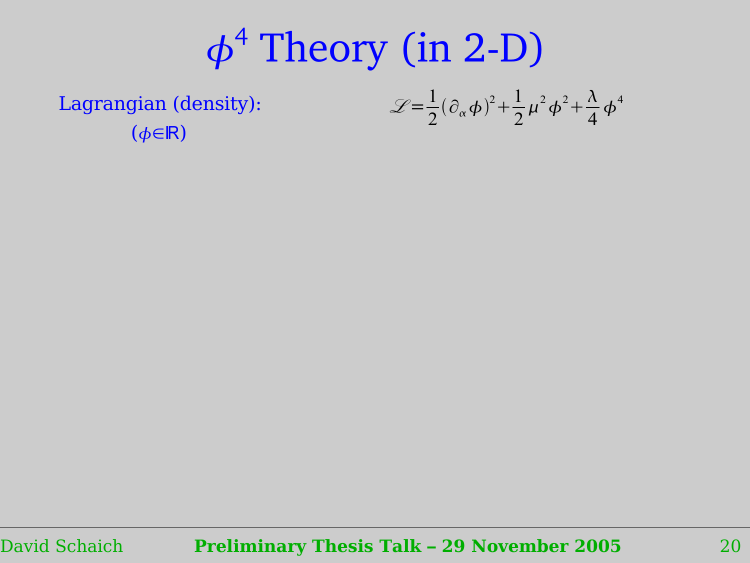# $\phi^4$ Theory (in 2-D)

Lagrangian (density):

($\phi \in \mathbb{R}$)

$$\mathscr{L} = \frac{1}{2}(\partial_\alpha \phi)^2 + \frac{1}{2}\mu^2 \phi^2 + \frac{\lambda}{4}\phi^4$$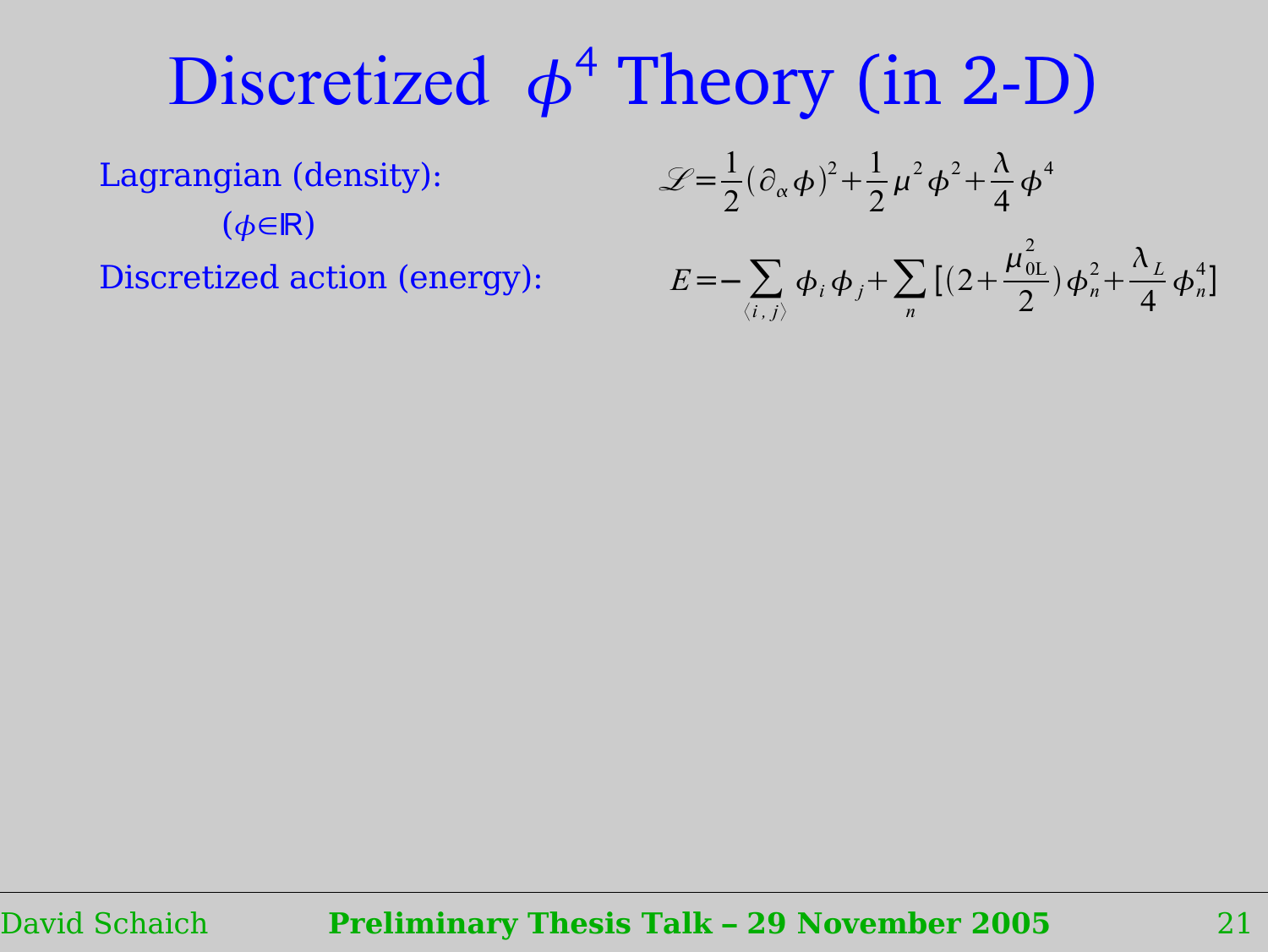# Discretized $\phi^4$ Theory (in 2-D)

Lagrangian (density):

($\phi \in \mathbb{R}$)

$$\mathscr{L} = \frac{1}{2}(\partial_\alpha \phi)^2 + \frac{1}{2}\mu^2 \phi^2 + \frac{\lambda}{4}\phi^4$$

Discretized action (energy):

$$E = -\sum_{\langle i,j \rangle} \phi_i \phi_j + \sum_n \left[ \left(2 + \frac{\mu_{0L}^2}{2}\right)\phi_n^2 + \frac{\lambda_L}{4}\phi_n^4 \right]$$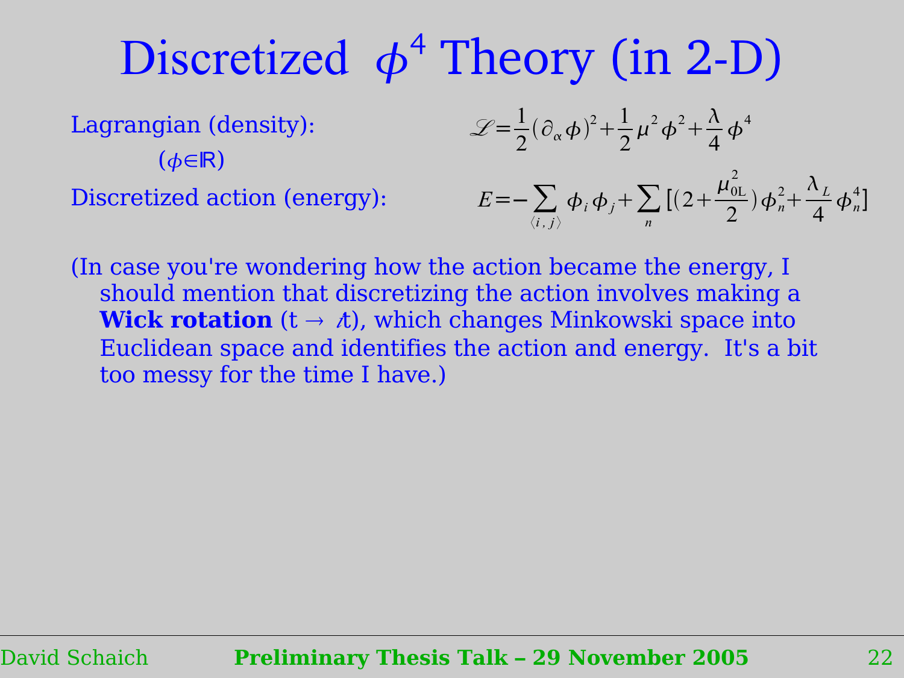# Discretized $\phi^4$ Theory (in 2-D)

Lagrangian (density):

($\phi \in \mathbb{R}$)

$$\mathscr{L} = \frac{1}{2}(\partial_\alpha \phi)^2 + \frac{1}{2}\mu^2 \phi^2 + \frac{\lambda}{4}\phi^4$$

Discretized action (energy):

$$E = -\sum_{\langle i,j \rangle} \phi_i \phi_j + \sum_n \left[ \left(2 + \frac{\mu_{0L}^2}{2}\right)\phi_n^2 + \frac{\lambda_L}{4}\phi_n^4 \right]$$

(In case you're wondering how the action became the energy, I should mention that discretizing the action involves making a **Wick rotation** ($t \to it$), which changes Minkowski space into Euclidean space and identifies the action and energy. It's a bit too messy for the time I have.)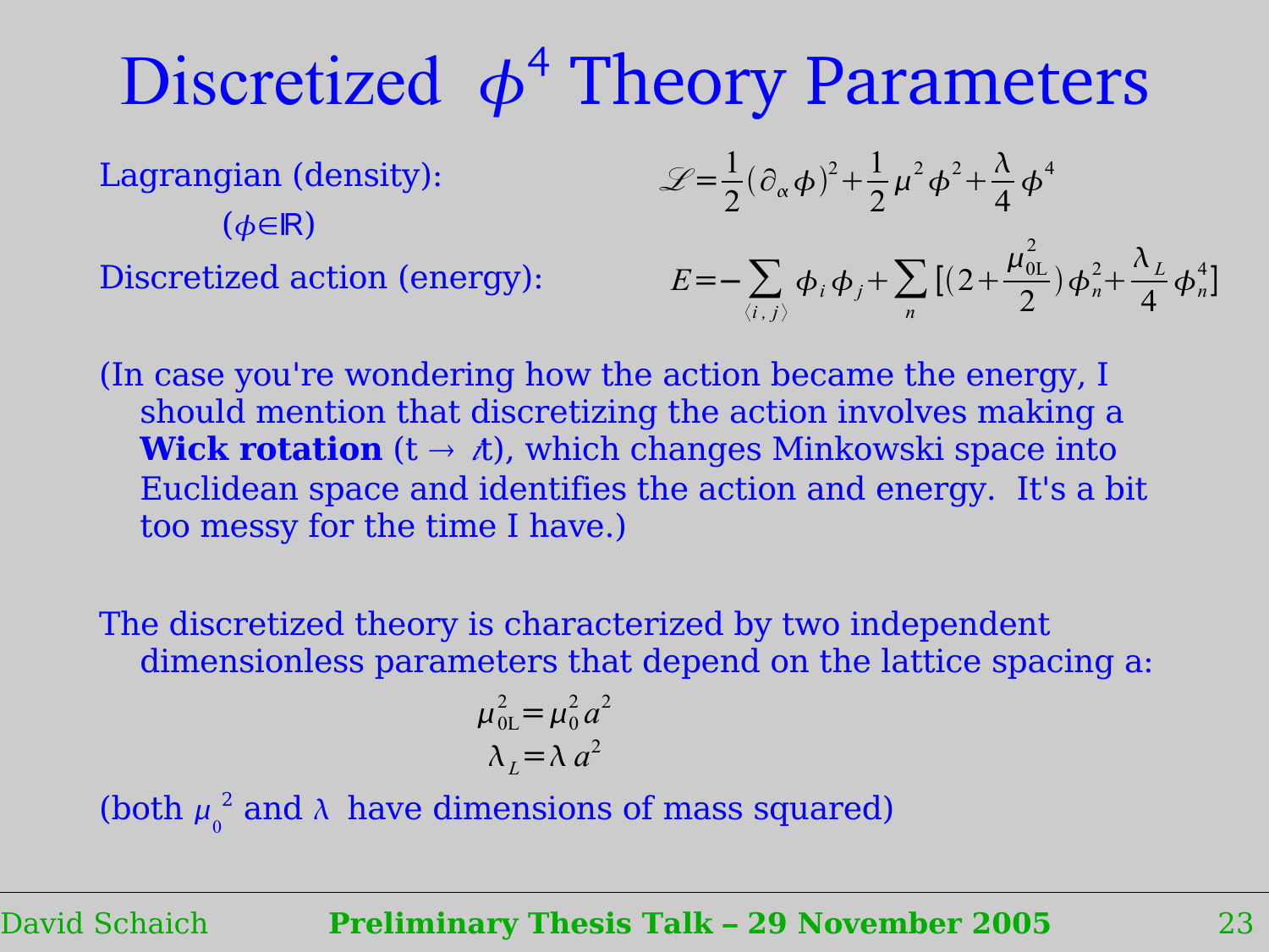# Discretized $\phi^4$ Theory Parameters

Lagrangian (density):

($\phi \in \mathbb{R}$)

$$\mathscr{L} = \frac{1}{2}(\partial_\alpha \phi)^2 + \frac{1}{2}\mu^2 \phi^2 + \frac{\lambda}{4}\phi^4$$

Discretized action (energy):

$$E = -\sum_{\langle i,j \rangle} \phi_i \phi_j + \sum_n \left[ \left(2 + \frac{\mu_{0L}^2}{2}\right)\phi_n^2 + \frac{\lambda_L}{4}\phi_n^4 \right]$$

(In case you're wondering how the action became the energy, I should mention that discretizing the action involves making a **Wick rotation** ($t \to it$), which changes Minkowski space into Euclidean space and identifies the action and energy. It's a bit too messy for the time I have.)

The discretized theory is characterized by two independent dimensionless parameters that depend on the lattice spacing a:

$$\mu_{0L}^2 = \mu_0^2 a^2$$
$$\lambda_L = \lambda a^2$$

(both $\mu_0^{\,2}$ and $\lambda$ have dimensions of mass squared)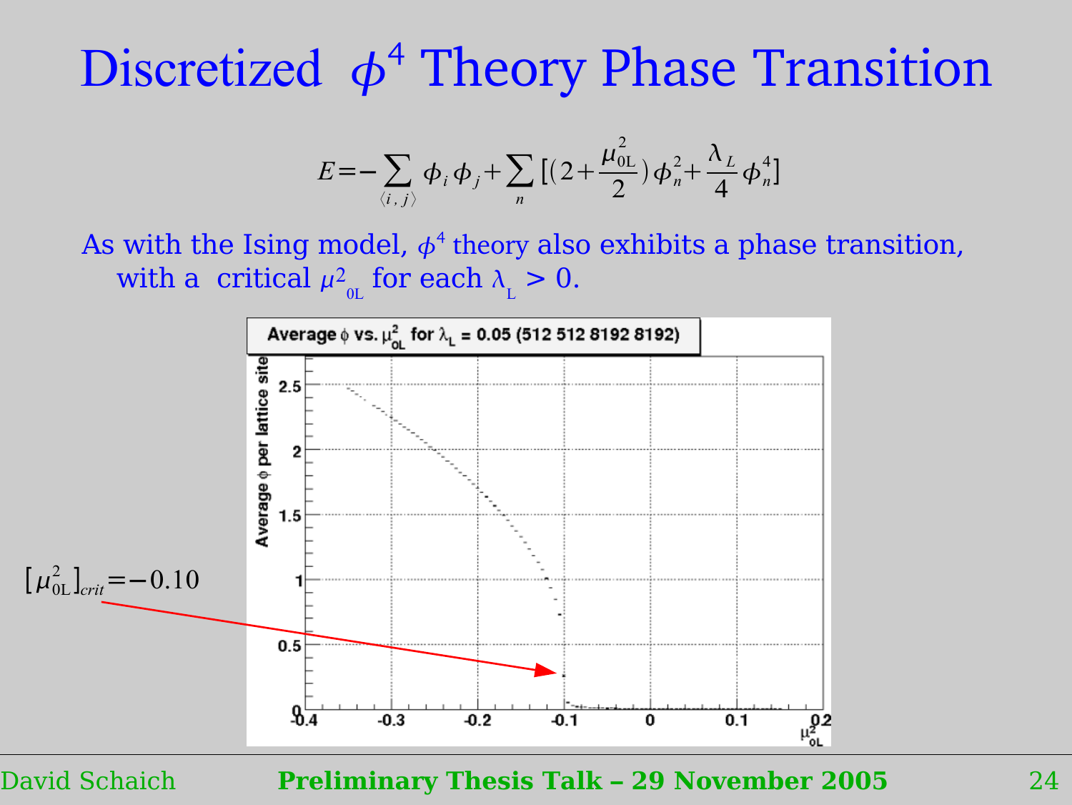# Discretized $\phi^4$ Theory Phase Transition

$$E = -\sum_{\langle i,j \rangle} \phi_i \phi_j + \sum_n [(2 + \frac{\mu_{0L}^2}{2})\phi_n^2 + \frac{\lambda_L}{4}\phi_n^4]$$

As with the Ising model, $\phi^4$ theory also exhibits a phase transition, with a critical $\mu^2_{0L}$ for each $\lambda_L > 0$.

$[\mu_{0L}^2]_{crit} = -0.10$

Average $\phi$ vs. $\mu^2_{0L}$ for $\lambda_L = 0.05$ (512 512 8192 8192)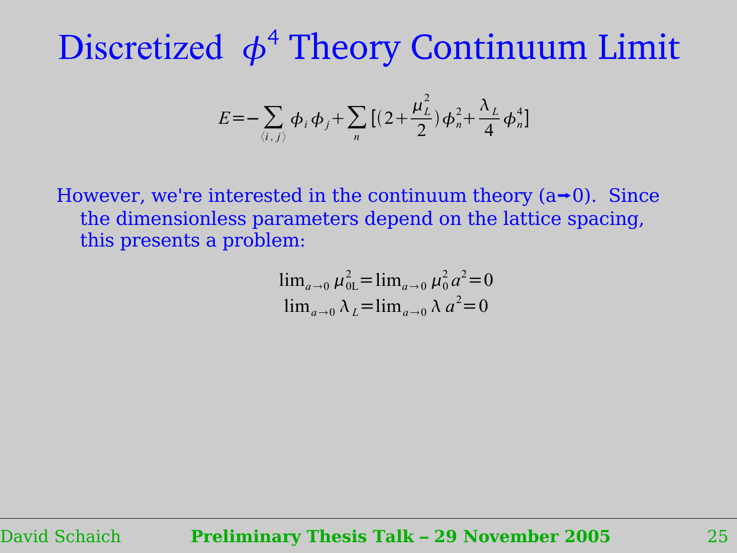# Discretized $\phi^4$ Theory Continuum Limit

$$E = -\sum_{\langle i,j \rangle} \phi_i \phi_j + \sum_n \left[ \left(2 + \frac{\mu_L^2}{2}\right) \phi_n^2 + \frac{\lambda_L}{4} \phi_n^4 \right]$$

However, we're interested in the continuum theory ($a \rightarrow 0$). Since the dimensionless parameters depend on the lattice spacing, this presents a problem:

$$\lim_{a\rightarrow 0} \mu_{0\mathrm{L}}^2 = \lim_{a\rightarrow 0} \mu_0^2 a^2 = 0$$

$$\lim_{a\rightarrow 0} \lambda_L = \lim_{a\rightarrow 0} \lambda\, a^2 = 0$$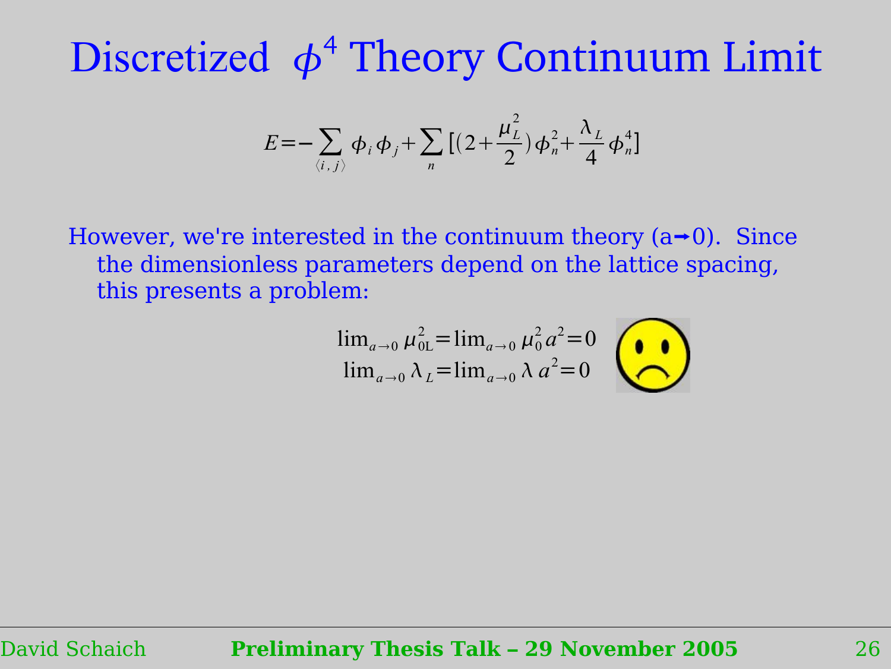# Discretized $\phi^4$ Theory Continuum Limit

$$E = -\sum_{\langle i,j \rangle} \phi_i \phi_j + \sum_n \left[ \left(2 + \frac{\mu_L^2}{2}\right) \phi_n^2 + \frac{\lambda_L}{4} \phi_n^4 \right]$$

However, we're interested in the continuum theory (a→0). Since the dimensionless parameters depend on the lattice spacing, this presents a problem:

$$\lim_{a \to 0} \mu_{0\mathrm{L}}^2 = \lim_{a \to 0} \mu_0^2 a^2 = 0$$
$$\lim_{a \to 0} \lambda_L = \lim_{a \to 0} \lambda a^2 = 0$$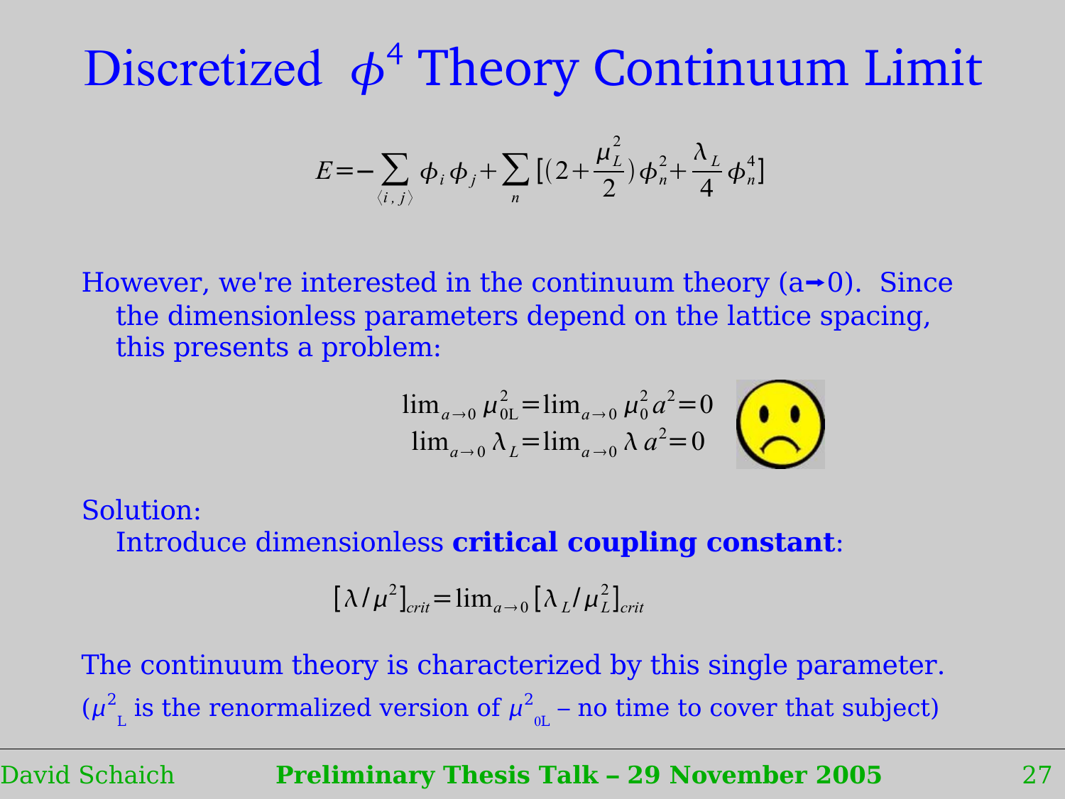# Discretized $\phi^4$ Theory Continuum Limit

$$E = -\sum_{\langle i,j \rangle} \phi_i \phi_j + \sum_n \left[ \left(2 + \frac{\mu_L^2}{2}\right) \phi_n^2 + \frac{\lambda_L}{4} \phi_n^4 \right]$$

However, we're interested in the continuum theory (a→0). Since the dimensionless parameters depend on the lattice spacing, this presents a problem:

$$\lim_{a \to 0} \mu_{0L}^2 = \lim_{a \to 0} \mu_0^2 a^2 = 0$$
$$\lim_{a \to 0} \lambda_L = \lim_{a \to 0} \lambda a^2 = 0$$

Solution:

Introduce dimensionless **critical coupling constant**:

$$[\lambda / \mu^2]_{crit} = \lim_{a \to 0} [\lambda_L / \mu_L^2]_{crit}$$

The continuum theory is characterized by this single parameter.

($\mu^2_{\mathrm{L}}$ is the renormalized version of $\mu^2_{0\mathrm{L}}$ – no time to cover that subject)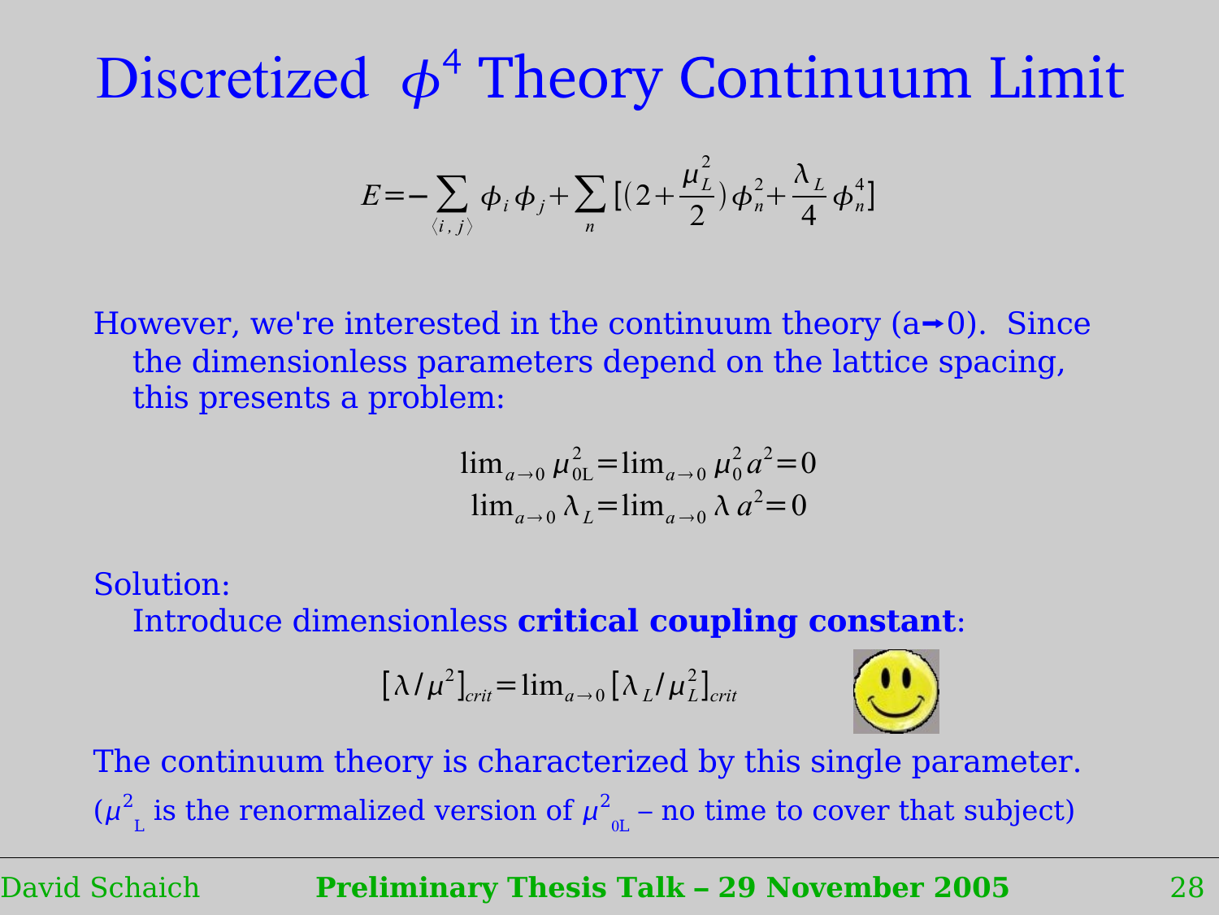# Discretized $\phi^4$ Theory Continuum Limit

$$E = -\sum_{\langle i,j \rangle} \phi_i \phi_j + \sum_n \left[ \left(2 + \frac{\mu_L^2}{2}\right) \phi_n^2 + \frac{\lambda_L}{4} \phi_n^4 \right]$$

However, we're interested in the continuum theory (a→0). Since the dimensionless parameters depend on the lattice spacing, this presents a problem:

$$\lim_{a \to 0} \mu_{0L}^2 = \lim_{a \to 0} \mu_0^2 a^2 = 0$$
$$\lim_{a \to 0} \lambda_L = \lim_{a \to 0} \lambda a^2 = 0$$

Solution:

Introduce dimensionless **critical coupling constant**:

$$[\lambda / \mu^2]_{crit} = \lim_{a \to 0} [\lambda_L / \mu_L^2]_{crit}$$

The continuum theory is characterized by this single parameter.

($\mu^2_L$ is the renormalized version of $\mu^2_{0L}$ – no time to cover that subject)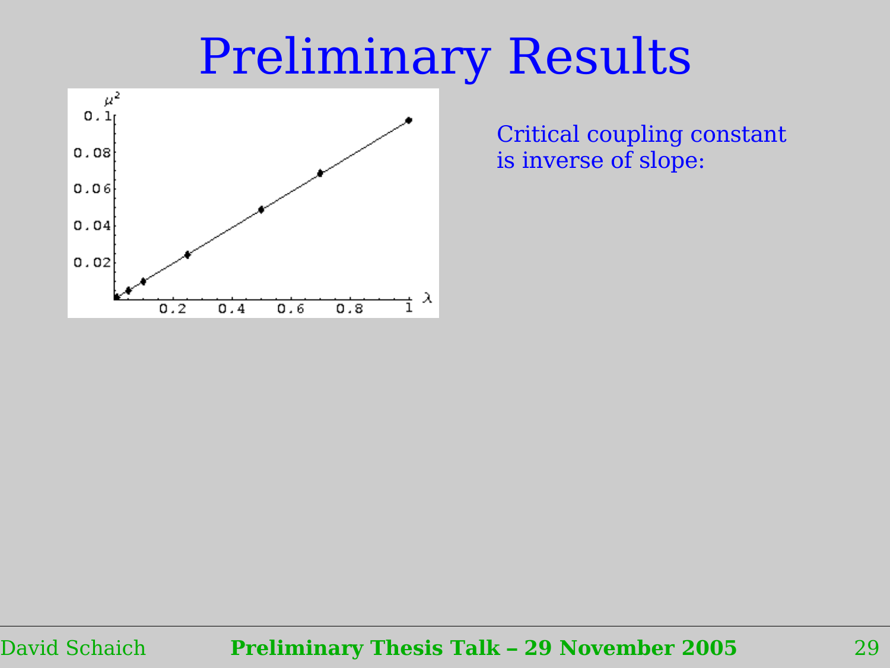# Preliminary Results

Critical coupling constant is inverse of slope: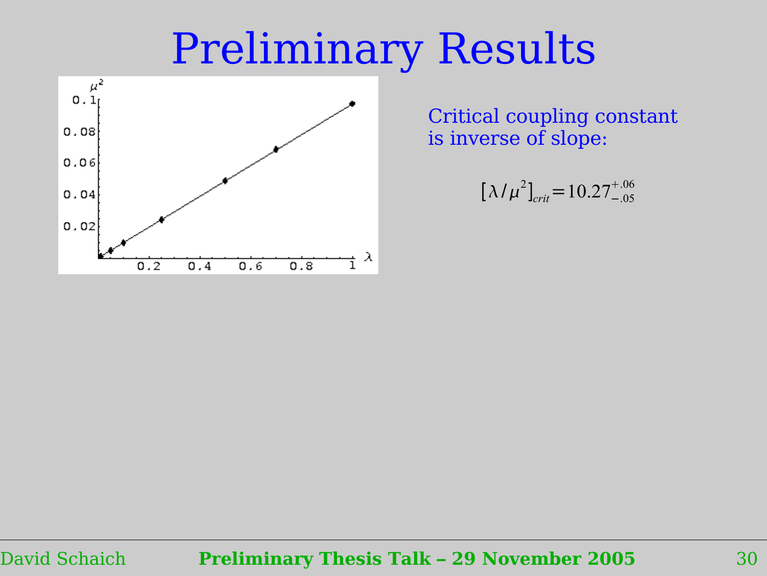# Preliminary Results

Critical coupling constant is inverse of slope:

$$[\lambda / \mu^2]_{crit} = 10.27^{+.06}_{-.05}$$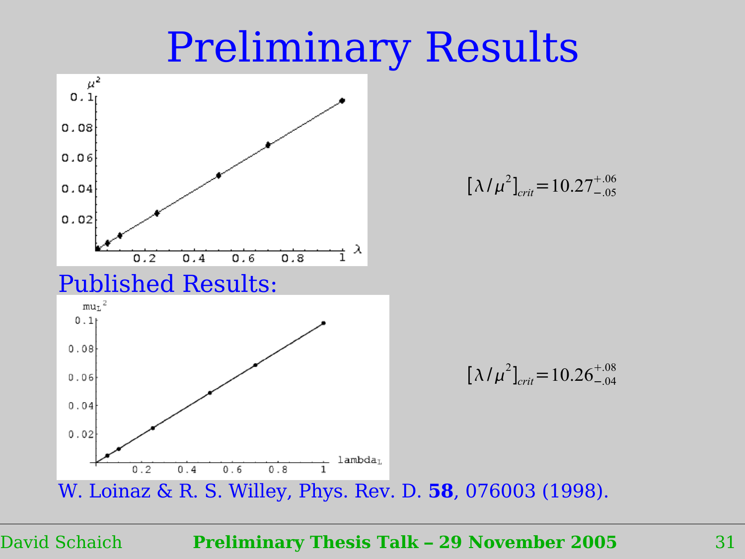# Preliminary Results

$$[\lambda/\mu^2]_{crit} = 10.27^{+.06}_{-.05}$$

Published Results:

$$[\lambda/\mu^2]_{crit} = 10.26^{+.08}_{-.04}$$

W. Loinaz & R. S. Willey, Phys. Rev. D. **58**, 076003 (1998).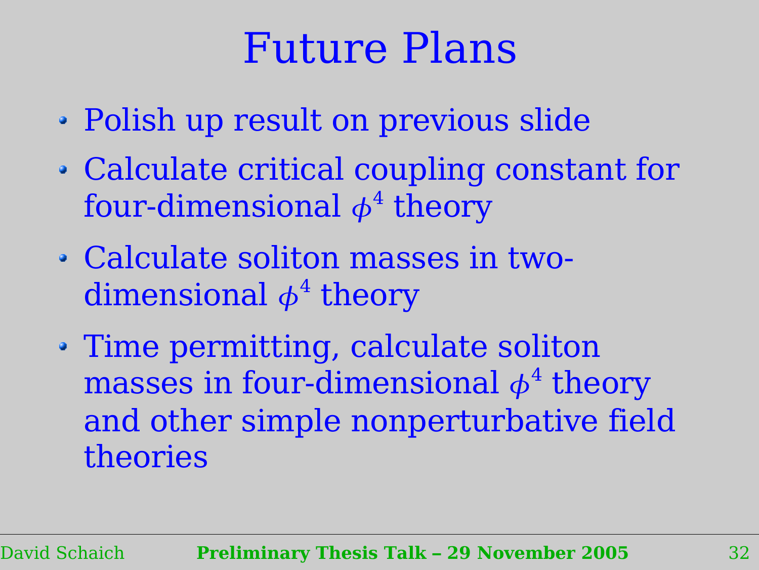# Future Plans

- Polish up result on previous slide
- Calculate critical coupling constant for four-dimensional $\phi^4$ theory
- Calculate soliton masses in two-dimensional $\phi^4$ theory
- Time permitting, calculate soliton masses in four-dimensional $\phi^4$ theory and other simple nonperturbative field theories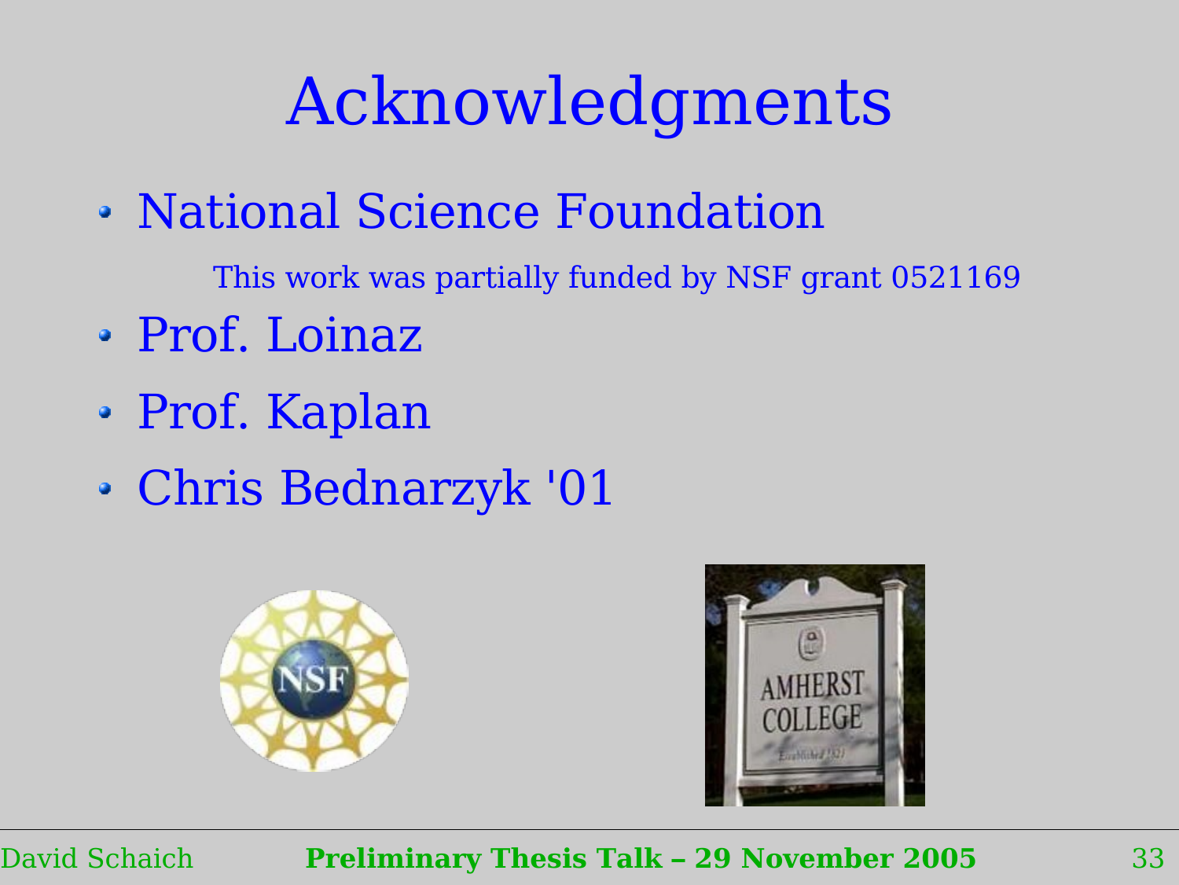# Acknowledgments

- National Science Foundation

  This work was partially funded by NSF grant 0521169

- Prof. Loinaz
- Prof. Kaplan
- Chris Bednarzyk '01